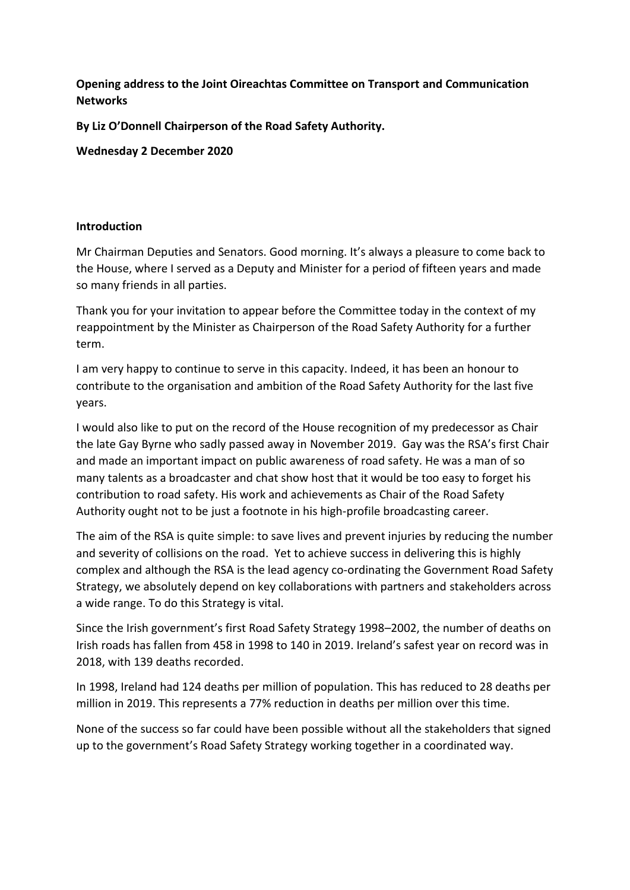**Opening address to the Joint Oireachtas Committee on Transport and Communication Networks**

**By Liz O'Donnell Chairperson of the Road Safety Authority.**

**Wednesday 2 December 2020**

**Introduction**

Mr Chairman Deputies and Senators. Good morning. It's always a pleasure to come back to the House, where I served as a Deputy and Minister for a period of fifteen years and made so many friends in all parties.

Thank you for your invitation to appear before the Committee today in the context of my reappointment by the Minister as Chairperson of the Road Safety Authority for a further term.

I am very happy to continue to serve in this capacity. Indeed, it has been an honour to contribute to the organisation and ambition of the Road Safety Authority for the last five years.

I would also like to put on the record of the House recognition of my predecessor as Chair the late Gay Byrne who sadly passed away in November 2019. Gay was the RSA's first Chair and made an important impact on public awareness of road safety. He was a man of so many talents as a broadcaster and chat show host that it would be too easy to forget his contribution to road safety. His work and achievements as Chair of the Road Safety Authority ought not to be just a footnote in his high-profile broadcasting career.

The aim of the RSA is quite simple: to save lives and prevent injuries by reducing the number and severity of collisions on the road. Yet to achieve success in delivering this is highly complex and although the RSA is the lead agency co-ordinating the Government Road Safety Strategy, we absolutely depend on key collaborations with partners and stakeholders across a wide range. To do this Strategy is vital.

Since the Irish government's first Road Safety Strategy 1998–2002, the number of deaths on Irish roads has fallen from 458 in 1998 to 140 in 2019. Ireland's safest year on record was in 2018, with 139 deaths recorded.

In 1998, Ireland had 124 deaths per million of population. This has reduced to 28 deaths per million in 2019. This represents a 77% reduction in deaths per million over this time.

None of the success so far could have been possible without all the stakeholders that signed up to the government's Road Safety Strategy working together in a coordinated way.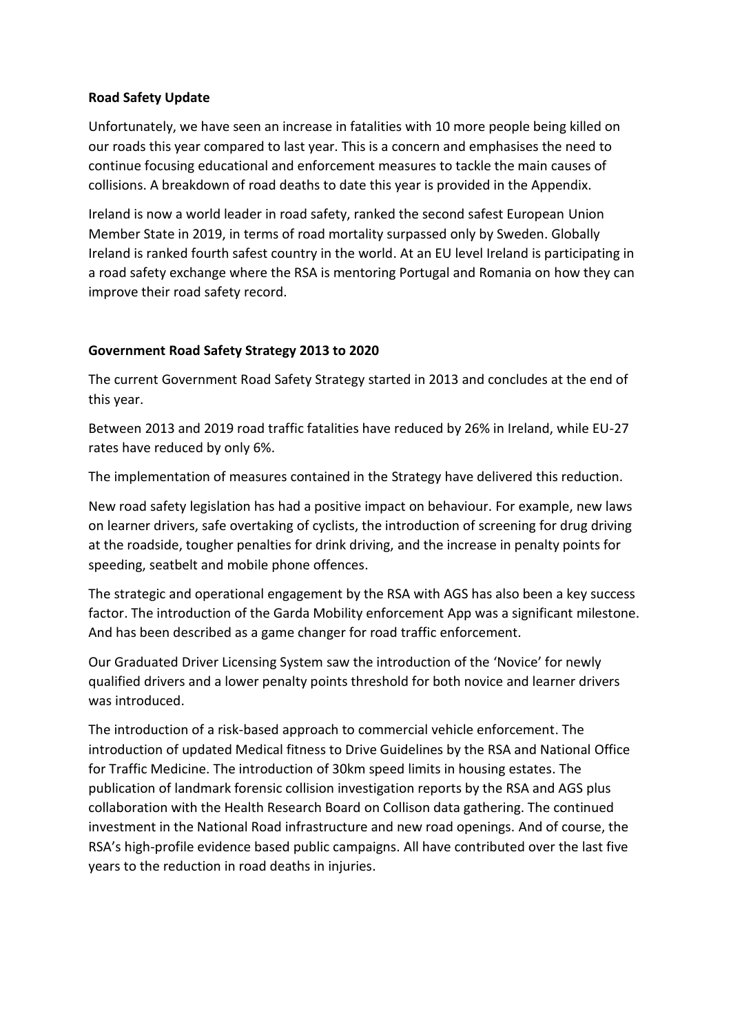**Road Safety Update**

Unfortunately, we have seen an increase in fatalities with 10 more people being killed on our roads this year compared to last year. This is a concern and emphasises the need to continue focusing educational and enforcement measures to tackle the main causes of collisions. A breakdown of road deaths to date this year is provided in the Appendix.

Ireland is now a world leader in road safety, ranked the second safest European Union Member State in 2019, in terms of road mortality surpassed only by Sweden. Globally Ireland is ranked fourth safest country in the world. At an EU level Ireland is participating in a road safety exchange where the RSA is mentoring Portugal and Romania on how they can improve their road safety record.

**Government Road Safety Strategy 2013 to 2020**

The current Government Road Safety Strategy started in 2013 and concludes at the end of this year.

Between 2013 and 2019 road traffic fatalities have reduced by 26% in Ireland, while EU-27 rates have reduced by only 6%.

The implementation of measures contained in the Strategy have delivered this reduction.

New road safety legislation has had a positive impact on behaviour. For example, new laws on learner drivers, safe overtaking of cyclists, the introduction of screening for drug driving at the roadside, tougher penalties for drink driving, and the increase in penalty points for speeding, seatbelt and mobile phone offences.

The strategic and operational engagement by the RSA with AGS has also been a key success factor. The introduction of the Garda Mobility enforcement App was a significant milestone. And has been described as a game changer for road traffic enforcement.

Our Graduated Driver Licensing System saw the introduction of the 'Novice' for newly qualified drivers and a lower penalty points threshold for both novice and learner drivers was introduced.

The introduction of a risk-based approach to commercial vehicle enforcement. The introduction of updated Medical fitness to Drive Guidelines by the RSA and National Office for Traffic Medicine. The introduction of 30km speed limits in housing estates. The publication of landmark forensic collision investigation reports by the RSA and AGS plus collaboration with the Health Research Board on Collison data gathering. The continued investment in the National Road infrastructure and new road openings. And of course, the RSA's high-profile evidence based public campaigns. All have contributed over the last five years to the reduction in road deaths in injuries.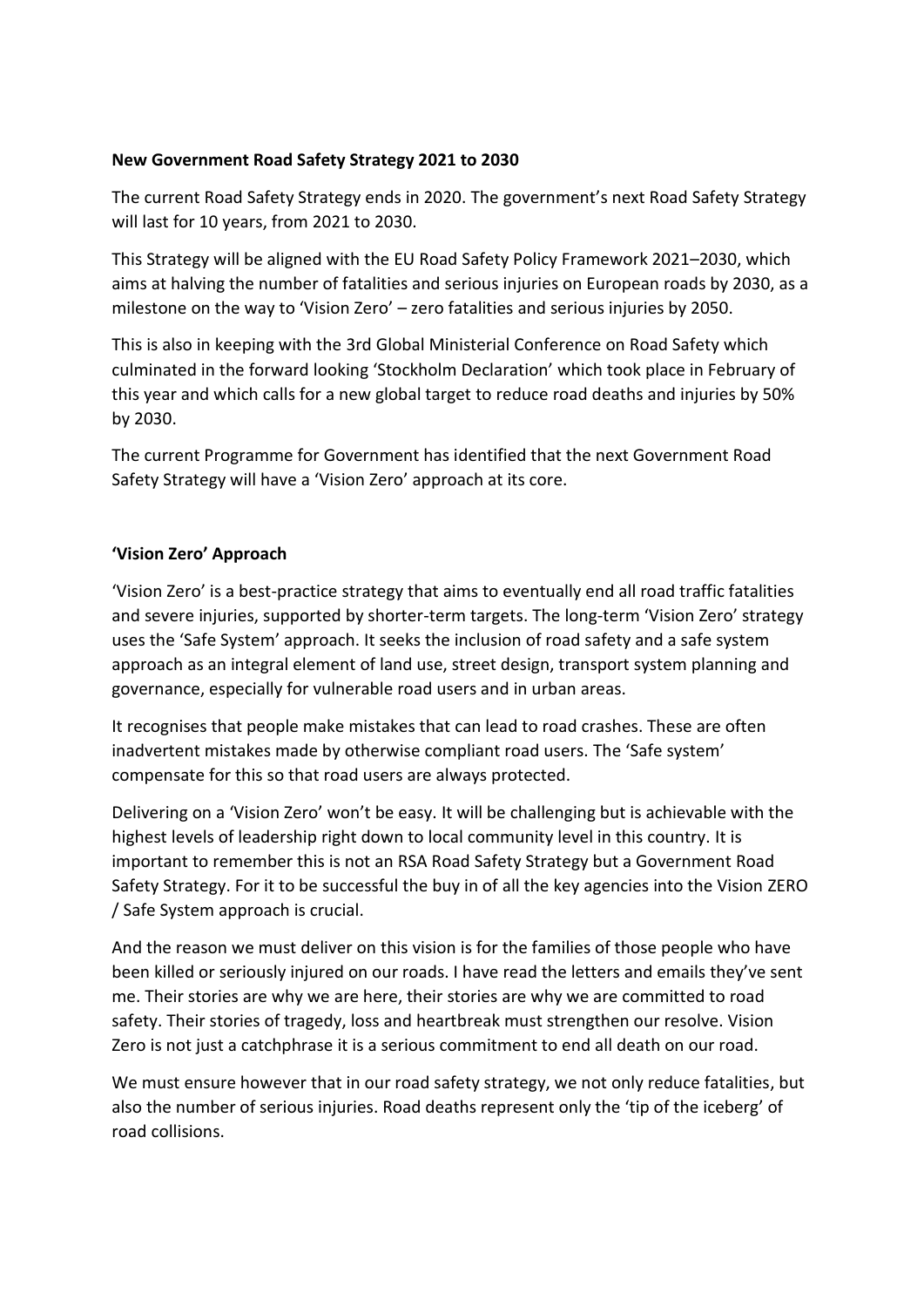**New Government Road Safety Strategy 2021 to 2030**

The current Road Safety Strategy ends in 2020. The government's next Road Safety Strategy will last for 10 years, from 2021 to 2030.

This Strategy will be aligned with the EU Road Safety Policy Framework 2021–2030, which aims at halving the number of fatalities and serious injuries on European roads by 2030, as a milestone on the way to 'Vision Zero' – zero fatalities and serious injuries by 2050.

This is also in keeping with the 3rd Global Ministerial Conference on Road Safety which culminated in the forward looking 'Stockholm Declaration' which took place in February of this year and which calls for a new global target to reduce road deaths and injuries by 50% by 2030.

The current Programme for Government has identified that the next Government Road Safety Strategy will have a 'Vision Zero' approach at its core.

**'Vision Zero' Approach**

'Vision Zero' is a best-practice strategy that aims to eventually end all road traffic fatalities and severe injuries, supported by shorter-term targets. The long-term 'Vision Zero' strategy uses the 'Safe System' approach. It seeks the inclusion of road safety and a safe system approach as an integral element of land use, street design, transport system planning and governance, especially for vulnerable road users and in urban areas.

It recognises that people make mistakes that can lead to road crashes. These are often inadvertent mistakes made by otherwise compliant road users. The 'Safe system' compensate for this so that road users are always protected.

Delivering on a 'Vision Zero' won't be easy. It will be challenging but is achievable with the highest levels of leadership right down to local community level in this country. It is important to remember this is not an RSA Road Safety Strategy but a Government Road Safety Strategy. For it to be successful the buy in of all the key agencies into the Vision ZERO / Safe System approach is crucial.

And the reason we must deliver on this vision is for the families of those people who have been killed or seriously injured on our roads. I have read the letters and emails they've sent me. Their stories are why we are here, their stories are why we are committed to road safety. Their stories of tragedy, loss and heartbreak must strengthen our resolve. Vision Zero is not just a catchphrase it is a serious commitment to end all death on our road.

We must ensure however that in our road safety strategy, we not only reduce fatalities, but also the number of serious injuries. Road deaths represent only the 'tip of the iceberg' of road collisions.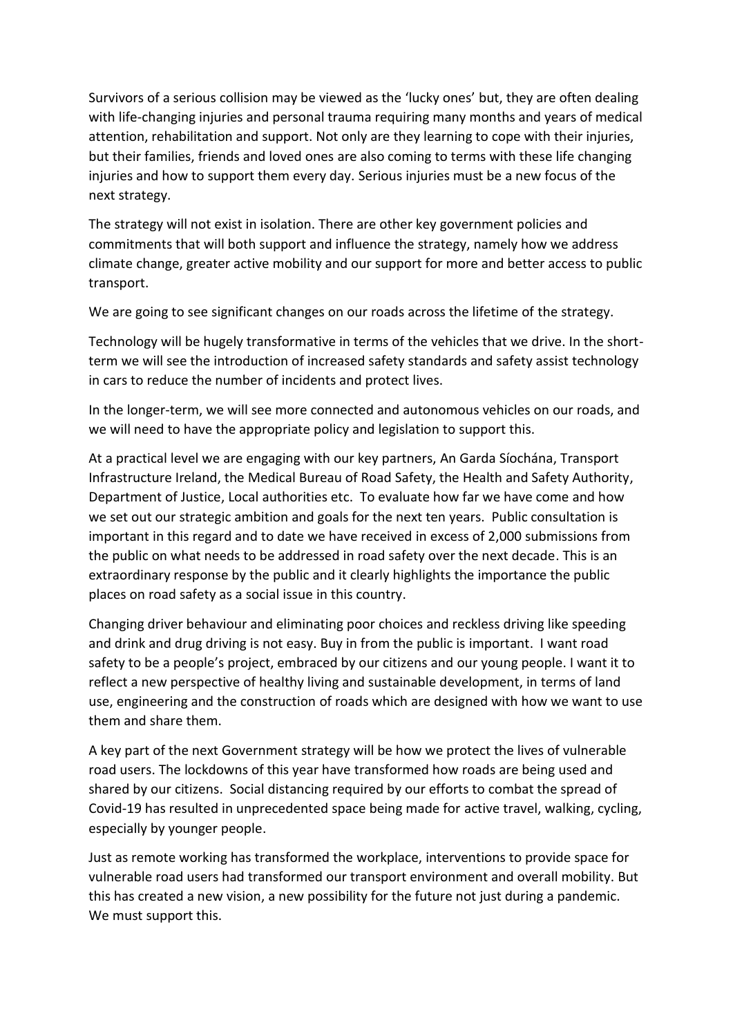Survivors of a serious collision may be viewed as the 'lucky ones' but, they are often dealing with life-changing injuries and personal trauma requiring many months and years of medical attention, rehabilitation and support. Not only are they learning to cope with their injuries, but their families, friends and loved ones are also coming to terms with these life changing injuries and how to support them every day. Serious injuries must be a new focus of the next strategy.

The strategy will not exist in isolation. There are other key government policies and commitments that will both support and influence the strategy, namely how we address climate change, greater active mobility and our support for more and better access to public transport.

We are going to see significant changes on our roads across the lifetime of the strategy.

Technology will be hugely transformative in terms of the vehicles that we drive. In the short-term we will see the introduction of increased safety standards and safety assist technology in cars to reduce the number of incidents and protect lives.

In the longer-term, we will see more connected and autonomous vehicles on our roads, and we will need to have the appropriate policy and legislation to support this.

At a practical level we are engaging with our key partners, An Garda Síochána, Transport Infrastructure Ireland, the Medical Bureau of Road Safety, the Health and Safety Authority, Department of Justice, Local authorities etc. To evaluate how far we have come and how we set out our strategic ambition and goals for the next ten years. Public consultation is important in this regard and to date we have received in excess of 2,000 submissions from the public on what needs to be addressed in road safety over the next decade. This is an extraordinary response by the public and it clearly highlights the importance the public places on road safety as a social issue in this country.

Changing driver behaviour and eliminating poor choices and reckless driving like speeding and drink and drug driving is not easy. Buy in from the public is important. I want road safety to be a people's project, embraced by our citizens and our young people. I want it to reflect a new perspective of healthy living and sustainable development, in terms of land use, engineering and the construction of roads which are designed with how we want to use them and share them.

A key part of the next Government strategy will be how we protect the lives of vulnerable road users. The lockdowns of this year have transformed how roads are being used and shared by our citizens. Social distancing required by our efforts to combat the spread of Covid-19 has resulted in unprecedented space being made for active travel, walking, cycling, especially by younger people.

Just as remote working has transformed the workplace, interventions to provide space for vulnerable road users had transformed our transport environment and overall mobility. But this has created a new vision, a new possibility for the future not just during a pandemic. We must support this.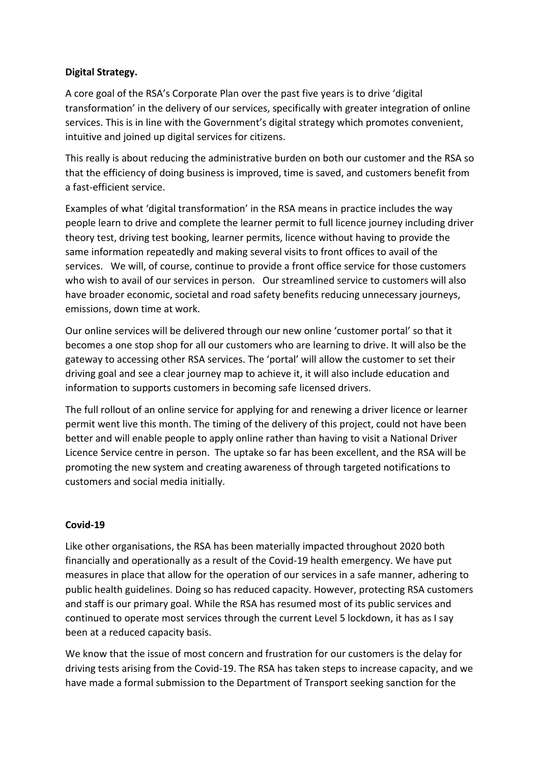**Digital Strategy.**

A core goal of the RSA's Corporate Plan over the past five years is to drive 'digital transformation' in the delivery of our services, specifically with greater integration of online services. This is in line with the Government's digital strategy which promotes convenient, intuitive and joined up digital services for citizens.

This really is about reducing the administrative burden on both our customer and the RSA so that the efficiency of doing business is improved, time is saved, and customers benefit from a fast-efficient service.

Examples of what 'digital transformation' in the RSA means in practice includes the way people learn to drive and complete the learner permit to full licence journey including driver theory test, driving test booking, learner permits, licence without having to provide the same information repeatedly and making several visits to front offices to avail of the services. We will, of course, continue to provide a front office service for those customers who wish to avail of our services in person. Our streamlined service to customers will also have broader economic, societal and road safety benefits reducing unnecessary journeys, emissions, down time at work.

Our online services will be delivered through our new online 'customer portal' so that it becomes a one stop shop for all our customers who are learning to drive. It will also be the gateway to accessing other RSA services. The 'portal' will allow the customer to set their driving goal and see a clear journey map to achieve it, it will also include education and information to supports customers in becoming safe licensed drivers.

The full rollout of an online service for applying for and renewing a driver licence or learner permit went live this month. The timing of the delivery of this project, could not have been better and will enable people to apply online rather than having to visit a National Driver Licence Service centre in person. The uptake so far has been excellent, and the RSA will be promoting the new system and creating awareness of through targeted notifications to customers and social media initially.

**Covid-19**

Like other organisations, the RSA has been materially impacted throughout 2020 both financially and operationally as a result of the Covid-19 health emergency. We have put measures in place that allow for the operation of our services in a safe manner, adhering to public health guidelines. Doing so has reduced capacity. However, protecting RSA customers and staff is our primary goal. While the RSA has resumed most of its public services and continued to operate most services through the current Level 5 lockdown, it has as I say been at a reduced capacity basis.

We know that the issue of most concern and frustration for our customers is the delay for driving tests arising from the Covid-19. The RSA has taken steps to increase capacity, and we have made a formal submission to the Department of Transport seeking sanction for the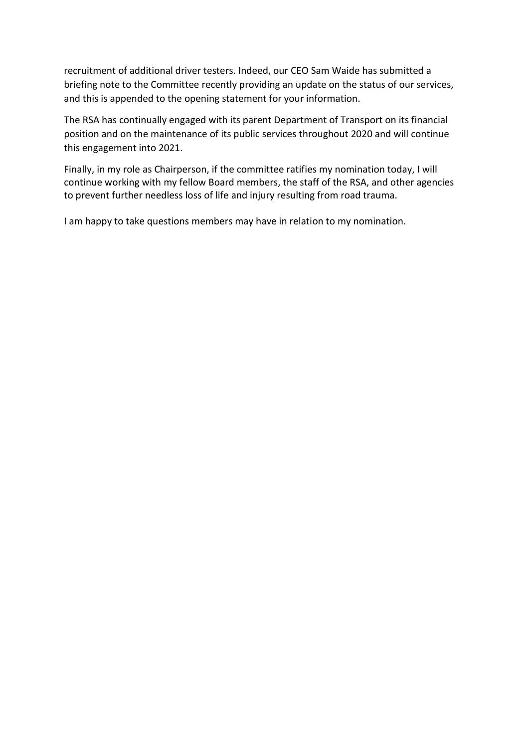recruitment of additional driver testers. Indeed, our CEO Sam Waide has submitted a briefing note to the Committee recently providing an update on the status of our services, and this is appended to the opening statement for your information.

The RSA has continually engaged with its parent Department of Transport on its financial position and on the maintenance of its public services throughout 2020 and will continue this engagement into 2021.

Finally, in my role as Chairperson, if the committee ratifies my nomination today, I will continue working with my fellow Board members, the staff of the RSA, and other agencies to prevent further needless loss of life and injury resulting from road trauma.

I am happy to take questions members may have in relation to my nomination.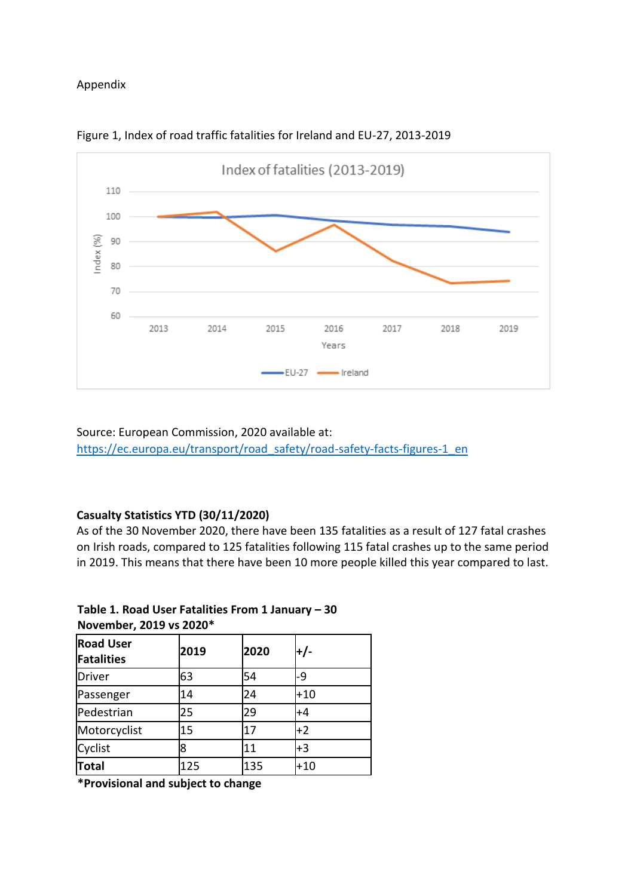Appendix

Figure 1, Index of road traffic fatalities for Ireland and EU-27, 2013-2019

Index of fatalities (2013-2019)

Index (%)

110
100
90
80
70
60

2013 2014 2015 2016 2017 2018 2019

Years

EU-27 Ireland

Source: European Commission, 2020 available at: https://ec.europa.eu/transport/road_safety/road-safety-facts-figures-1_en

**Casualty Statistics YTD (30/11/2020)**

As of the 30 November 2020, there have been 135 fatalities as a result of 127 fatal crashes on Irish roads, compared to 125 fatalities following 115 fatal crashes up to the same period in 2019. This means that there have been 10 more people killed this year compared to last.

**Table 1. Road User Fatalities From 1 January – 30 November, 2019 vs 2020***

| Road User Fatalities | 2019 | 2020 | +/- |
|---|---|---|---|
| Driver | 63 | 54 | -9 |
| Passenger | 14 | 24 | +10 |
| Pedestrian | 25 | 29 | +4 |
| Motorcyclist | 15 | 17 | +2 |
| Cyclist | 8 | 11 | +3 |
| **Total** | 125 | 135 | +10 |

***Provisional and subject to change**